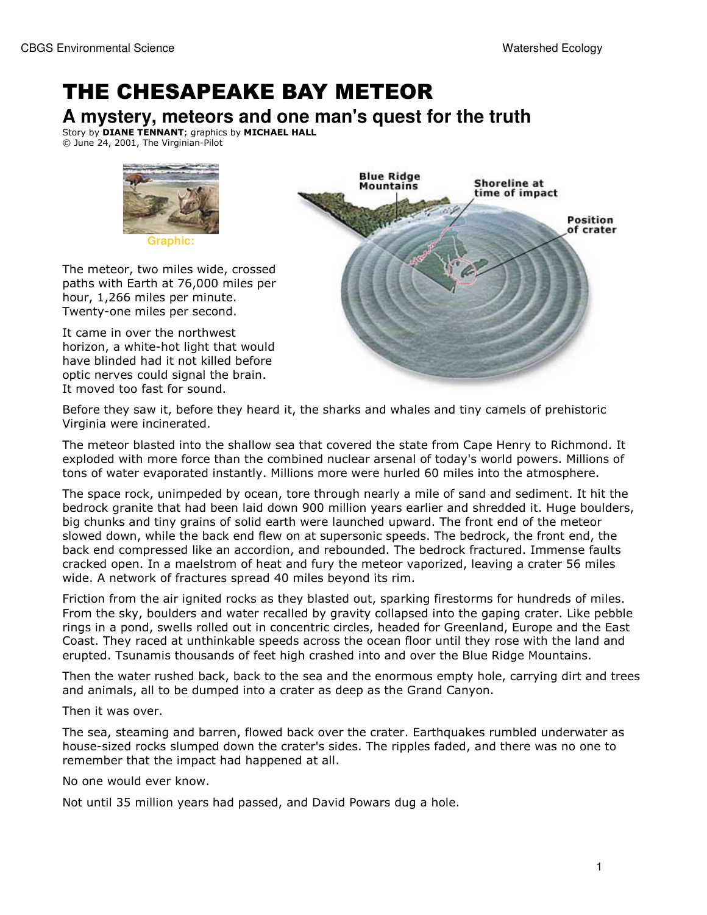# THE CHESAPEAKE BAY METEOR

## A mystery, meteors and one man's quest for the truth

Story by **DIANE TENNANT**; graphics by **MICHAEL HALL**
© June 24, 2001, The Virginian-Pilot

Graphic:

The meteor, two miles wide, crossed paths with Earth at 76,000 miles per hour, 1,266 miles per minute. Twenty-one miles per second.

It came in over the northwest horizon, a white-hot light that would have blinded had it not killed before optic nerves could signal the brain. It moved too fast for sound.

Before they saw it, before they heard it, the sharks and whales and tiny camels of prehistoric Virginia were incinerated.

The meteor blasted into the shallow sea that covered the state from Cape Henry to Richmond. It exploded with more force than the combined nuclear arsenal of today's world powers. Millions of tons of water evaporated instantly. Millions more were hurled 60 miles into the atmosphere.

The space rock, unimpeded by ocean, tore through nearly a mile of sand and sediment. It hit the bedrock granite that had been laid down 900 million years earlier and shredded it. Huge boulders, big chunks and tiny grains of solid earth were launched upward. The front end of the meteor slowed down, while the back end flew on at supersonic speeds. The bedrock, the front end, the back end compressed like an accordion, and rebounded. The bedrock fractured. Immense faults cracked open. In a maelstrom of heat and fury the meteor vaporized, leaving a crater 56 miles wide. A network of fractures spread 40 miles beyond its rim.

Friction from the air ignited rocks as they blasted out, sparking firestorms for hundreds of miles. From the sky, boulders and water recalled by gravity collapsed into the gaping crater. Like pebble rings in a pond, swells rolled out in concentric circles, headed for Greenland, Europe and the East Coast. They raced at unthinkable speeds across the ocean floor until they rose with the land and erupted. Tsunamis thousands of feet high crashed into and over the Blue Ridge Mountains.

Then the water rushed back, back to the sea and the enormous empty hole, carrying dirt and trees and animals, all to be dumped into a crater as deep as the Grand Canyon.

Then it was over.

The sea, steaming and barren, flowed back over the crater. Earthquakes rumbled underwater as house-sized rocks slumped down the crater's sides. The ripples faded, and there was no one to remember that the impact had happened at all.

No one would ever know.

Not until 35 million years had passed, and David Powars dug a hole.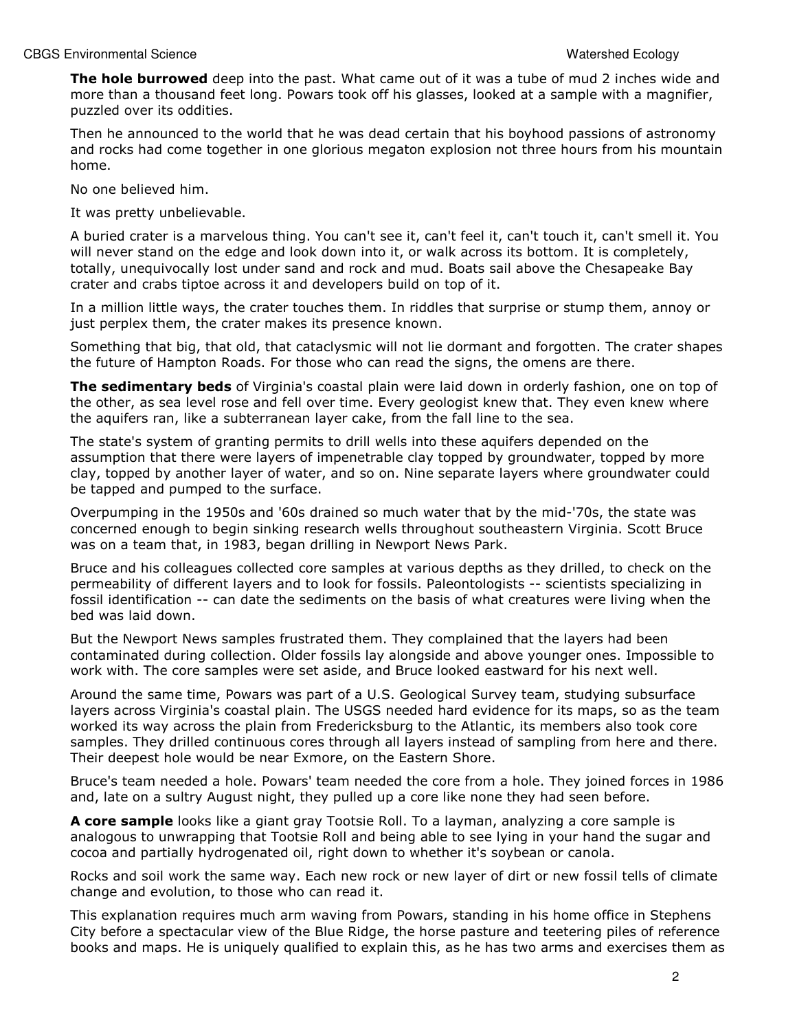**The hole burrowed** deep into the past. What came out of it was a tube of mud 2 inches wide and more than a thousand feet long. Powars took off his glasses, looked at a sample with a magnifier, puzzled over its oddities.

Then he announced to the world that he was dead certain that his boyhood passions of astronomy and rocks had come together in one glorious megaton explosion not three hours from his mountain home.

No one believed him.

It was pretty unbelievable.

A buried crater is a marvelous thing. You can't see it, can't feel it, can't touch it, can't smell it. You will never stand on the edge and look down into it, or walk across its bottom. It is completely, totally, unequivocally lost under sand and rock and mud. Boats sail above the Chesapeake Bay crater and crabs tiptoe across it and developers build on top of it.

In a million little ways, the crater touches them. In riddles that surprise or stump them, annoy or just perplex them, the crater makes its presence known.

Something that big, that old, that cataclysmic will not lie dormant and forgotten. The crater shapes the future of Hampton Roads. For those who can read the signs, the omens are there.

**The sedimentary beds** of Virginia's coastal plain were laid down in orderly fashion, one on top of the other, as sea level rose and fell over time. Every geologist knew that. They even knew where the aquifers ran, like a subterranean layer cake, from the fall line to the sea.

The state's system of granting permits to drill wells into these aquifers depended on the assumption that there were layers of impenetrable clay topped by groundwater, topped by more clay, topped by another layer of water, and so on. Nine separate layers where groundwater could be tapped and pumped to the surface.

Overpumping in the 1950s and '60s drained so much water that by the mid-'70s, the state was concerned enough to begin sinking research wells throughout southeastern Virginia. Scott Bruce was on a team that, in 1983, began drilling in Newport News Park.

Bruce and his colleagues collected core samples at various depths as they drilled, to check on the permeability of different layers and to look for fossils. Paleontologists -- scientists specializing in fossil identification -- can date the sediments on the basis of what creatures were living when the bed was laid down.

But the Newport News samples frustrated them. They complained that the layers had been contaminated during collection. Older fossils lay alongside and above younger ones. Impossible to work with. The core samples were set aside, and Bruce looked eastward for his next well.

Around the same time, Powars was part of a U.S. Geological Survey team, studying subsurface layers across Virginia's coastal plain. The USGS needed hard evidence for its maps, so as the team worked its way across the plain from Fredericksburg to the Atlantic, its members also took core samples. They drilled continuous cores through all layers instead of sampling from here and there. Their deepest hole would be near Exmore, on the Eastern Shore.

Bruce's team needed a hole. Powars' team needed the core from a hole. They joined forces in 1986 and, late on a sultry August night, they pulled up a core like none they had seen before.

**A core sample** looks like a giant gray Tootsie Roll. To a layman, analyzing a core sample is analogous to unwrapping that Tootsie Roll and being able to see lying in your hand the sugar and cocoa and partially hydrogenated oil, right down to whether it's soybean or canola.

Rocks and soil work the same way. Each new rock or new layer of dirt or new fossil tells of climate change and evolution, to those who can read it.

This explanation requires much arm waving from Powars, standing in his home office in Stephens City before a spectacular view of the Blue Ridge, the horse pasture and teetering piles of reference books and maps. He is uniquely qualified to explain this, as he has two arms and exercises them as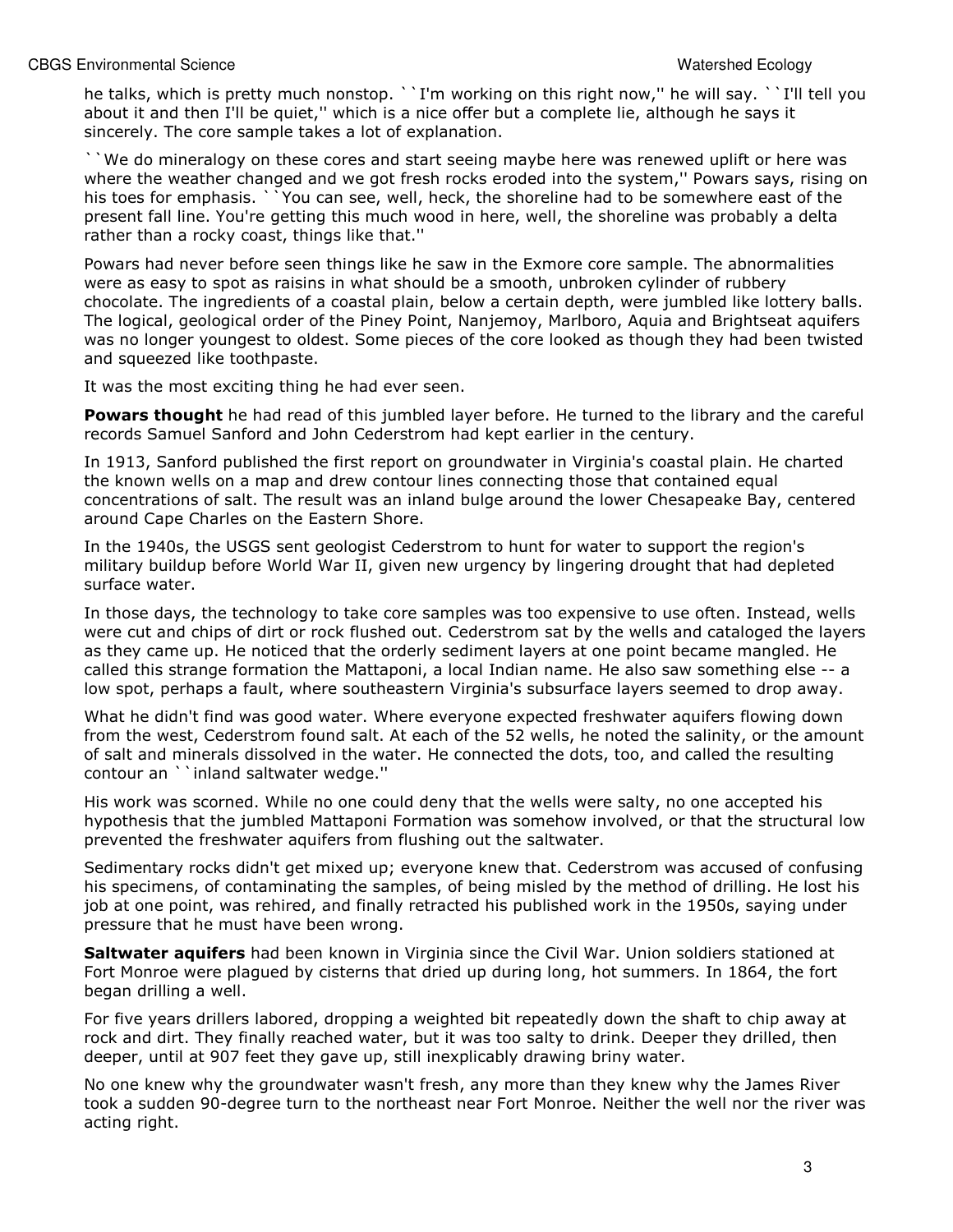he talks, which is pretty much nonstop. ``I'm working on this right now,'' he will say. ``I'll tell you about it and then I'll be quiet,'' which is a nice offer but a complete lie, although he says it sincerely. The core sample takes a lot of explanation.

``We do mineralogy on these cores and start seeing maybe here was renewed uplift or here was where the weather changed and we got fresh rocks eroded into the system,'' Powars says, rising on his toes for emphasis. ``You can see, well, heck, the shoreline had to be somewhere east of the present fall line. You're getting this much wood in here, well, the shoreline was probably a delta rather than a rocky coast, things like that.''

Powars had never before seen things like he saw in the Exmore core sample. The abnormalities were as easy to spot as raisins in what should be a smooth, unbroken cylinder of rubbery chocolate. The ingredients of a coastal plain, below a certain depth, were jumbled like lottery balls. The logical, geological order of the Piney Point, Nanjemoy, Marlboro, Aquia and Brightseat aquifers was no longer youngest to oldest. Some pieces of the core looked as though they had been twisted and squeezed like toothpaste.

It was the most exciting thing he had ever seen.

**Powars thought** he had read of this jumbled layer before. He turned to the library and the careful records Samuel Sanford and John Cederstrom had kept earlier in the century.

In 1913, Sanford published the first report on groundwater in Virginia's coastal plain. He charted the known wells on a map and drew contour lines connecting those that contained equal concentrations of salt. The result was an inland bulge around the lower Chesapeake Bay, centered around Cape Charles on the Eastern Shore.

In the 1940s, the USGS sent geologist Cederstrom to hunt for water to support the region's military buildup before World War II, given new urgency by lingering drought that had depleted surface water.

In those days, the technology to take core samples was too expensive to use often. Instead, wells were cut and chips of dirt or rock flushed out. Cederstrom sat by the wells and cataloged the layers as they came up. He noticed that the orderly sediment layers at one point became mangled. He called this strange formation the Mattaponi, a local Indian name. He also saw something else -- a low spot, perhaps a fault, where southeastern Virginia's subsurface layers seemed to drop away.

What he didn't find was good water. Where everyone expected freshwater aquifers flowing down from the west, Cederstrom found salt. At each of the 52 wells, he noted the salinity, or the amount of salt and minerals dissolved in the water. He connected the dots, too, and called the resulting contour an ``inland saltwater wedge.''

His work was scorned. While no one could deny that the wells were salty, no one accepted his hypothesis that the jumbled Mattaponi Formation was somehow involved, or that the structural low prevented the freshwater aquifers from flushing out the saltwater.

Sedimentary rocks didn't get mixed up; everyone knew that. Cederstrom was accused of confusing his specimens, of contaminating the samples, of being misled by the method of drilling. He lost his job at one point, was rehired, and finally retracted his published work in the 1950s, saying under pressure that he must have been wrong.

**Saltwater aquifers** had been known in Virginia since the Civil War. Union soldiers stationed at Fort Monroe were plagued by cisterns that dried up during long, hot summers. In 1864, the fort began drilling a well.

For five years drillers labored, dropping a weighted bit repeatedly down the shaft to chip away at rock and dirt. They finally reached water, but it was too salty to drink. Deeper they drilled, then deeper, until at 907 feet they gave up, still inexplicably drawing briny water.

No one knew why the groundwater wasn't fresh, any more than they knew why the James River took a sudden 90-degree turn to the northeast near Fort Monroe. Neither the well nor the river was acting right.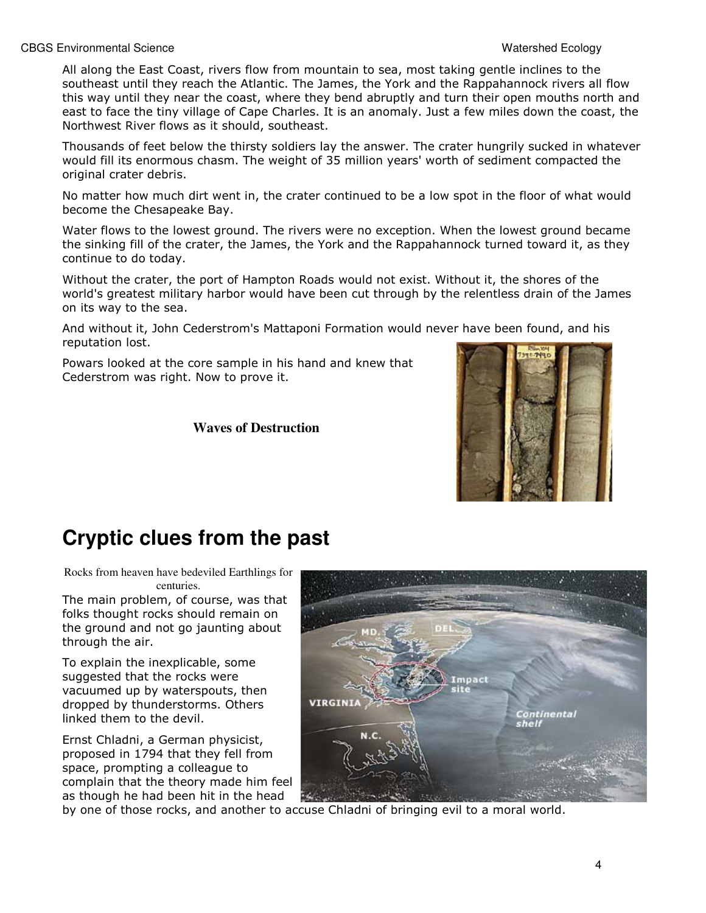All along the East Coast, rivers flow from mountain to sea, most taking gentle inclines to the southeast until they reach the Atlantic. The James, the York and the Rappahannock rivers all flow this way until they near the coast, where they bend abruptly and turn their open mouths north and east to face the tiny village of Cape Charles. It is an anomaly. Just a few miles down the coast, the Northwest River flows as it should, southeast.

Thousands of feet below the thirsty soldiers lay the answer. The crater hungrily sucked in whatever would fill its enormous chasm. The weight of 35 million years' worth of sediment compacted the original crater debris.

No matter how much dirt went in, the crater continued to be a low spot in the floor of what would become the Chesapeake Bay.

Water flows to the lowest ground. The rivers were no exception. When the lowest ground became the sinking fill of the crater, the James, the York and the Rappahannock turned toward it, as they continue to do today.

Without the crater, the port of Hampton Roads would not exist. Without it, the shores of the world's greatest military harbor would have been cut through by the relentless drain of the James on its way to the sea.

And without it, John Cederstrom's Mattaponi Formation would never have been found, and his reputation lost.

Powars looked at the core sample in his hand and knew that Cederstrom was right. Now to prove it.

**Waves of Destruction**

## Cryptic clues from the past

Rocks from heaven have bedeviled Earthlings for centuries.

The main problem, of course, was that folks thought rocks should remain on the ground and not go jaunting about through the air.

To explain the inexplicable, some suggested that the rocks were vacuumed up by waterspouts, then dropped by thunderstorms. Others linked them to the devil.

Ernst Chladni, a German physicist, proposed in 1794 that they fell from space, prompting a colleague to complain that the theory made him feel as though he had been hit in the head by one of those rocks, and another to accuse Chladni of bringing evil to a moral world.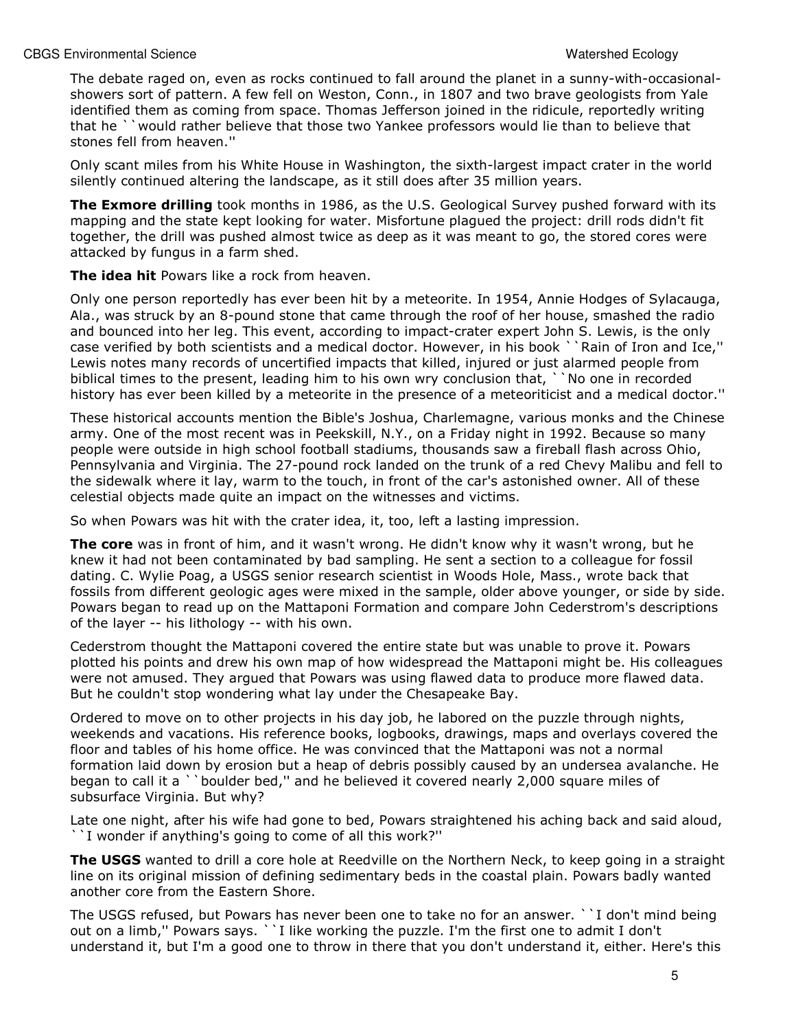The debate raged on, even as rocks continued to fall around the planet in a sunny-with-occasional-showers sort of pattern. A few fell on Weston, Conn., in 1807 and two brave geologists from Yale identified them as coming from space. Thomas Jefferson joined in the ridicule, reportedly writing that he ``would rather believe that those two Yankee professors would lie than to believe that stones fell from heaven.''

Only scant miles from his White House in Washington, the sixth-largest impact crater in the world silently continued altering the landscape, as it still does after 35 million years.

**The Exmore drilling** took months in 1986, as the U.S. Geological Survey pushed forward with its mapping and the state kept looking for water. Misfortune plagued the project: drill rods didn't fit together, the drill was pushed almost twice as deep as it was meant to go, the stored cores were attacked by fungus in a farm shed.

**The idea hit** Powars like a rock from heaven.

Only one person reportedly has ever been hit by a meteorite. In 1954, Annie Hodges of Sylacauga, Ala., was struck by an 8-pound stone that came through the roof of her house, smashed the radio and bounced into her leg. This event, according to impact-crater expert John S. Lewis, is the only case verified by both scientists and a medical doctor. However, in his book ``Rain of Iron and Ice,'' Lewis notes many records of uncertified impacts that killed, injured or just alarmed people from biblical times to the present, leading him to his own wry conclusion that, ``No one in recorded history has ever been killed by a meteorite in the presence of a meteoriticist and a medical doctor.''

These historical accounts mention the Bible's Joshua, Charlemagne, various monks and the Chinese army. One of the most recent was in Peekskill, N.Y., on a Friday night in 1992. Because so many people were outside in high school football stadiums, thousands saw a fireball flash across Ohio, Pennsylvania and Virginia. The 27-pound rock landed on the trunk of a red Chevy Malibu and fell to the sidewalk where it lay, warm to the touch, in front of the car's astonished owner. All of these celestial objects made quite an impact on the witnesses and victims.

So when Powars was hit with the crater idea, it, too, left a lasting impression.

**The core** was in front of him, and it wasn't wrong. He didn't know why it wasn't wrong, but he knew it had not been contaminated by bad sampling. He sent a section to a colleague for fossil dating. C. Wylie Poag, a USGS senior research scientist in Woods Hole, Mass., wrote back that fossils from different geologic ages were mixed in the sample, older above younger, or side by side. Powars began to read up on the Mattaponi Formation and compare John Cederstrom's descriptions of the layer -- his lithology -- with his own.

Cederstrom thought the Mattaponi covered the entire state but was unable to prove it. Powars plotted his points and drew his own map of how widespread the Mattaponi might be. His colleagues were not amused. They argued that Powars was using flawed data to produce more flawed data. But he couldn't stop wondering what lay under the Chesapeake Bay.

Ordered to move on to other projects in his day job, he labored on the puzzle through nights, weekends and vacations. His reference books, logbooks, drawings, maps and overlays covered the floor and tables of his home office. He was convinced that the Mattaponi was not a normal formation laid down by erosion but a heap of debris possibly caused by an undersea avalanche. He began to call it a ``boulder bed,'' and he believed it covered nearly 2,000 square miles of subsurface Virginia. But why?

Late one night, after his wife had gone to bed, Powars straightened his aching back and said aloud, ``I wonder if anything's going to come of all this work?''

**The USGS** wanted to drill a core hole at Reedville on the Northern Neck, to keep going in a straight line on its original mission of defining sedimentary beds in the coastal plain. Powars badly wanted another core from the Eastern Shore.

The USGS refused, but Powars has never been one to take no for an answer. ``I don't mind being out on a limb,'' Powars says. ``I like working the puzzle. I'm the first one to admit I don't understand it, but I'm a good one to throw in there that you don't understand it, either. Here's this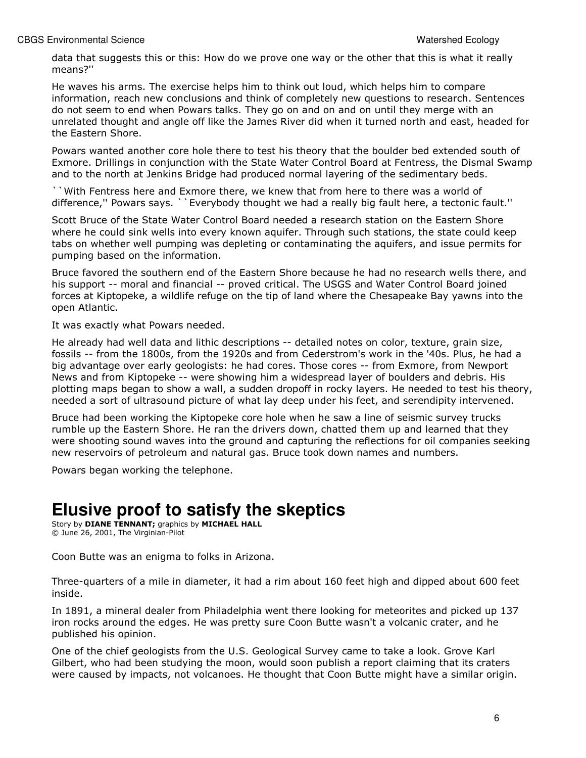data that suggests this or this: How do we prove one way or the other that this is what it really means?''

He waves his arms. The exercise helps him to think out loud, which helps him to compare information, reach new conclusions and think of completely new questions to research. Sentences do not seem to end when Powars talks. They go on and on and on until they merge with an unrelated thought and angle off like the James River did when it turned north and east, headed for the Eastern Shore.

Powars wanted another core hole there to test his theory that the boulder bed extended south of Exmore. Drillings in conjunction with the State Water Control Board at Fentress, the Dismal Swamp and to the north at Jenkins Bridge had produced normal layering of the sedimentary beds.

``With Fentress here and Exmore there, we knew that from here to there was a world of difference,'' Powars says. ``Everybody thought we had a really big fault here, a tectonic fault.''

Scott Bruce of the State Water Control Board needed a research station on the Eastern Shore where he could sink wells into every known aquifer. Through such stations, the state could keep tabs on whether well pumping was depleting or contaminating the aquifers, and issue permits for pumping based on the information.

Bruce favored the southern end of the Eastern Shore because he had no research wells there, and his support -- moral and financial -- proved critical. The USGS and Water Control Board joined forces at Kiptopeke, a wildlife refuge on the tip of land where the Chesapeake Bay yawns into the open Atlantic.

It was exactly what Powars needed.

He already had well data and lithic descriptions -- detailed notes on color, texture, grain size, fossils -- from the 1800s, from the 1920s and from Cederstrom's work in the '40s. Plus, he had a big advantage over early geologists: he had cores. Those cores -- from Exmore, from Newport News and from Kiptopeke -- were showing him a widespread layer of boulders and debris. His plotting maps began to show a wall, a sudden dropoff in rocky layers. He needed to test his theory, needed a sort of ultrasound picture of what lay deep under his feet, and serendipity intervened.

Bruce had been working the Kiptopeke core hole when he saw a line of seismic survey trucks rumble up the Eastern Shore. He ran the drivers down, chatted them up and learned that they were shooting sound waves into the ground and capturing the reflections for oil companies seeking new reservoirs of petroleum and natural gas. Bruce took down names and numbers.

Powars began working the telephone.

# Elusive proof to satisfy the skeptics

Story by **DIANE TENNANT;** graphics by **MICHAEL HALL**
© June 26, 2001, The Virginian-Pilot

Coon Butte was an enigma to folks in Arizona.

Three-quarters of a mile in diameter, it had a rim about 160 feet high and dipped about 600 feet inside.

In 1891, a mineral dealer from Philadelphia went there looking for meteorites and picked up 137 iron rocks around the edges. He was pretty sure Coon Butte wasn't a volcanic crater, and he published his opinion.

One of the chief geologists from the U.S. Geological Survey came to take a look. Grove Karl Gilbert, who had been studying the moon, would soon publish a report claiming that its craters were caused by impacts, not volcanoes. He thought that Coon Butte might have a similar origin.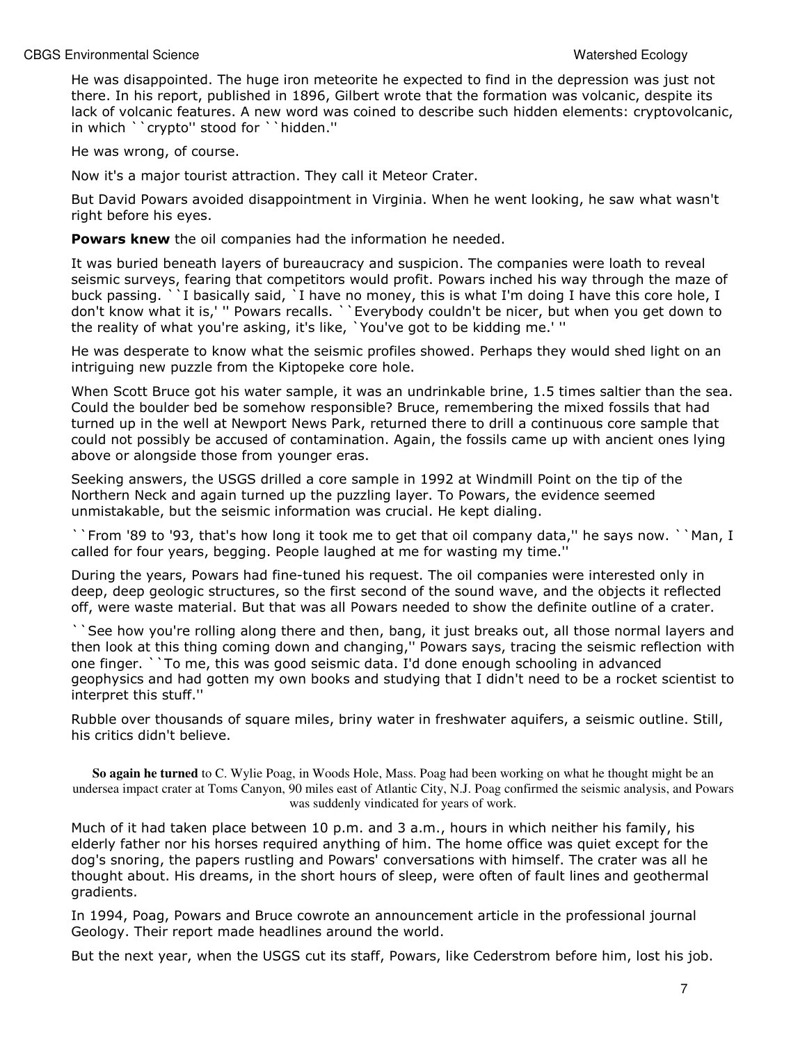He was disappointed. The huge iron meteorite he expected to find in the depression was just not there. In his report, published in 1896, Gilbert wrote that the formation was volcanic, despite its lack of volcanic features. A new word was coined to describe such hidden elements: cryptovolcanic, in which ``crypto'' stood for ``hidden.''

He was wrong, of course.

Now it's a major tourist attraction. They call it Meteor Crater.

But David Powars avoided disappointment in Virginia. When he went looking, he saw what wasn't right before his eyes.

**Powars knew** the oil companies had the information he needed.

It was buried beneath layers of bureaucracy and suspicion. The companies were loath to reveal seismic surveys, fearing that competitors would profit. Powars inched his way through the maze of buck passing. ``I basically said, `I have no money, this is what I'm doing I have this core hole, I don't know what it is,' '' Powars recalls. ``Everybody couldn't be nicer, but when you get down to the reality of what you're asking, it's like, `You've got to be kidding me.' ''

He was desperate to know what the seismic profiles showed. Perhaps they would shed light on an intriguing new puzzle from the Kiptopeke core hole.

When Scott Bruce got his water sample, it was an undrinkable brine, 1.5 times saltier than the sea. Could the boulder bed be somehow responsible? Bruce, remembering the mixed fossils that had turned up in the well at Newport News Park, returned there to drill a continuous core sample that could not possibly be accused of contamination. Again, the fossils came up with ancient ones lying above or alongside those from younger eras.

Seeking answers, the USGS drilled a core sample in 1992 at Windmill Point on the tip of the Northern Neck and again turned up the puzzling layer. To Powars, the evidence seemed unmistakable, but the seismic information was crucial. He kept dialing.

``From '89 to '93, that's how long it took me to get that oil company data,'' he says now. ``Man, I called for four years, begging. People laughed at me for wasting my time.''

During the years, Powars had fine-tuned his request. The oil companies were interested only in deep, deep geologic structures, so the first second of the sound wave, and the objects it reflected off, were waste material. But that was all Powars needed to show the definite outline of a crater.

``See how you're rolling along there and then, bang, it just breaks out, all those normal layers and then look at this thing coming down and changing,'' Powars says, tracing the seismic reflection with one finger. ``To me, this was good seismic data. I'd done enough schooling in advanced geophysics and had gotten my own books and studying that I didn't need to be a rocket scientist to interpret this stuff.''

Rubble over thousands of square miles, briny water in freshwater aquifers, a seismic outline. Still, his critics didn't believe.

**So again he turned** to C. Wylie Poag, in Woods Hole, Mass. Poag had been working on what he thought might be an undersea impact crater at Toms Canyon, 90 miles east of Atlantic City, N.J. Poag confirmed the seismic analysis, and Powars was suddenly vindicated for years of work.

Much of it had taken place between 10 p.m. and 3 a.m., hours in which neither his family, his elderly father nor his horses required anything of him. The home office was quiet except for the dog's snoring, the papers rustling and Powars' conversations with himself. The crater was all he thought about. His dreams, in the short hours of sleep, were often of fault lines and geothermal gradients.

In 1994, Poag, Powars and Bruce cowrote an announcement article in the professional journal Geology. Their report made headlines around the world.

But the next year, when the USGS cut its staff, Powars, like Cederstrom before him, lost his job.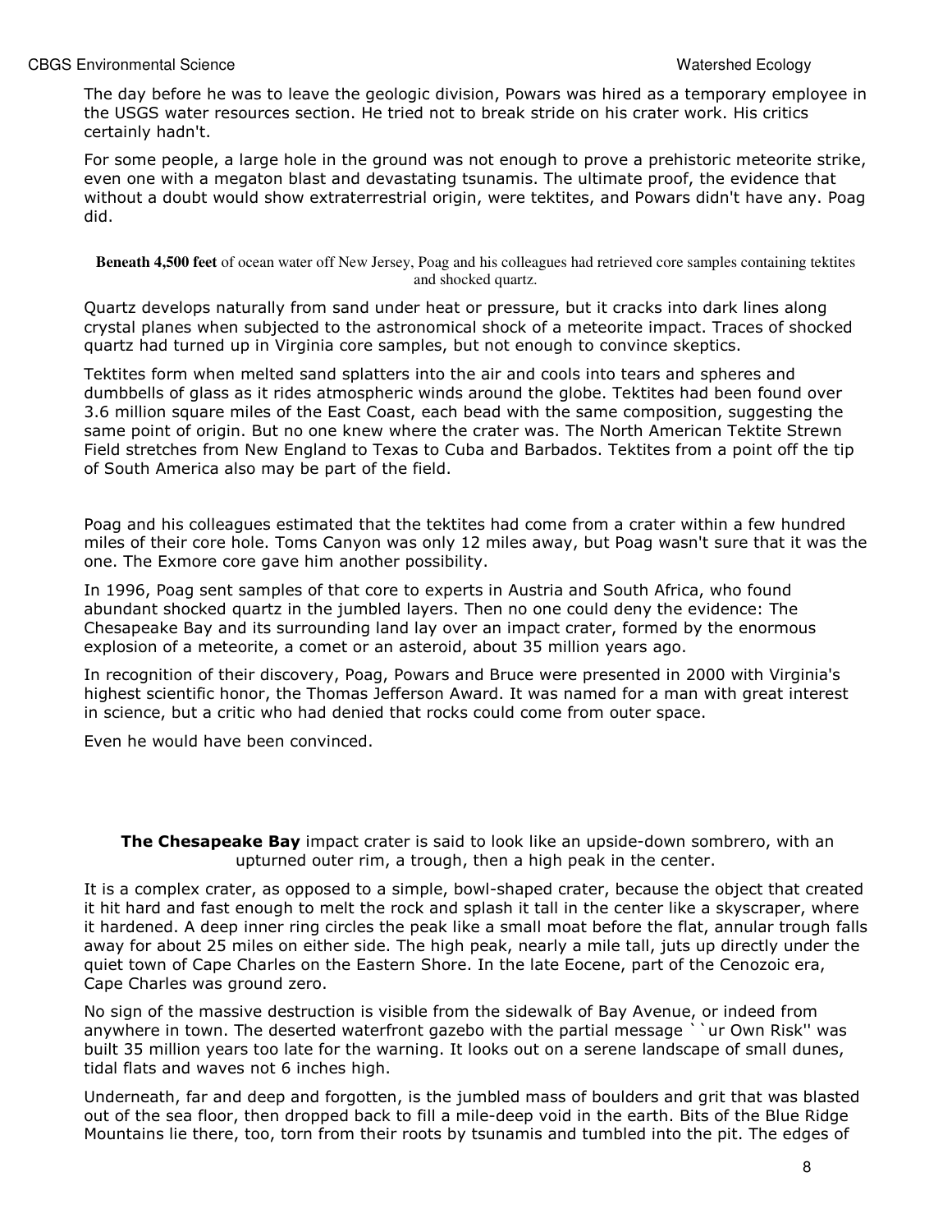The day before he was to leave the geologic division, Powars was hired as a temporary employee in the USGS water resources section. He tried not to break stride on his crater work. His critics certainly hadn't.

For some people, a large hole in the ground was not enough to prove a prehistoric meteorite strike, even one with a megaton blast and devastating tsunamis. The ultimate proof, the evidence that without a doubt would show extraterrestrial origin, were tektites, and Powars didn't have any. Poag did.

**Beneath 4,500 feet** of ocean water off New Jersey, Poag and his colleagues had retrieved core samples containing tektites and shocked quartz.

Quartz develops naturally from sand under heat or pressure, but it cracks into dark lines along crystal planes when subjected to the astronomical shock of a meteorite impact. Traces of shocked quartz had turned up in Virginia core samples, but not enough to convince skeptics.

Tektites form when melted sand splatters into the air and cools into tears and spheres and dumbbells of glass as it rides atmospheric winds around the globe. Tektites had been found over 3.6 million square miles of the East Coast, each bead with the same composition, suggesting the same point of origin. But no one knew where the crater was. The North American Tektite Strewn Field stretches from New England to Texas to Cuba and Barbados. Tektites from a point off the tip of South America also may be part of the field.

Poag and his colleagues estimated that the tektites had come from a crater within a few hundred miles of their core hole. Toms Canyon was only 12 miles away, but Poag wasn't sure that it was the one. The Exmore core gave him another possibility.

In 1996, Poag sent samples of that core to experts in Austria and South Africa, who found abundant shocked quartz in the jumbled layers. Then no one could deny the evidence: The Chesapeake Bay and its surrounding land lay over an impact crater, formed by the enormous explosion of a meteorite, a comet or an asteroid, about 35 million years ago.

In recognition of their discovery, Poag, Powars and Bruce were presented in 2000 with Virginia's highest scientific honor, the Thomas Jefferson Award. It was named for a man with great interest in science, but a critic who had denied that rocks could come from outer space.

Even he would have been convinced.

**The Chesapeake Bay** impact crater is said to look like an upside-down sombrero, with an upturned outer rim, a trough, then a high peak in the center.

It is a complex crater, as opposed to a simple, bowl-shaped crater, because the object that created it hit hard and fast enough to melt the rock and splash it tall in the center like a skyscraper, where it hardened. A deep inner ring circles the peak like a small moat before the flat, annular trough falls away for about 25 miles on either side. The high peak, nearly a mile tall, juts up directly under the quiet town of Cape Charles on the Eastern Shore. In the late Eocene, part of the Cenozoic era, Cape Charles was ground zero.

No sign of the massive destruction is visible from the sidewalk of Bay Avenue, or indeed from anywhere in town. The deserted waterfront gazebo with the partial message ``ur Own Risk'' was built 35 million years too late for the warning. It looks out on a serene landscape of small dunes, tidal flats and waves not 6 inches high.

Underneath, far and deep and forgotten, is the jumbled mass of boulders and grit that was blasted out of the sea floor, then dropped back to fill a mile-deep void in the earth. Bits of the Blue Ridge Mountains lie there, too, torn from their roots by tsunamis and tumbled into the pit. The edges of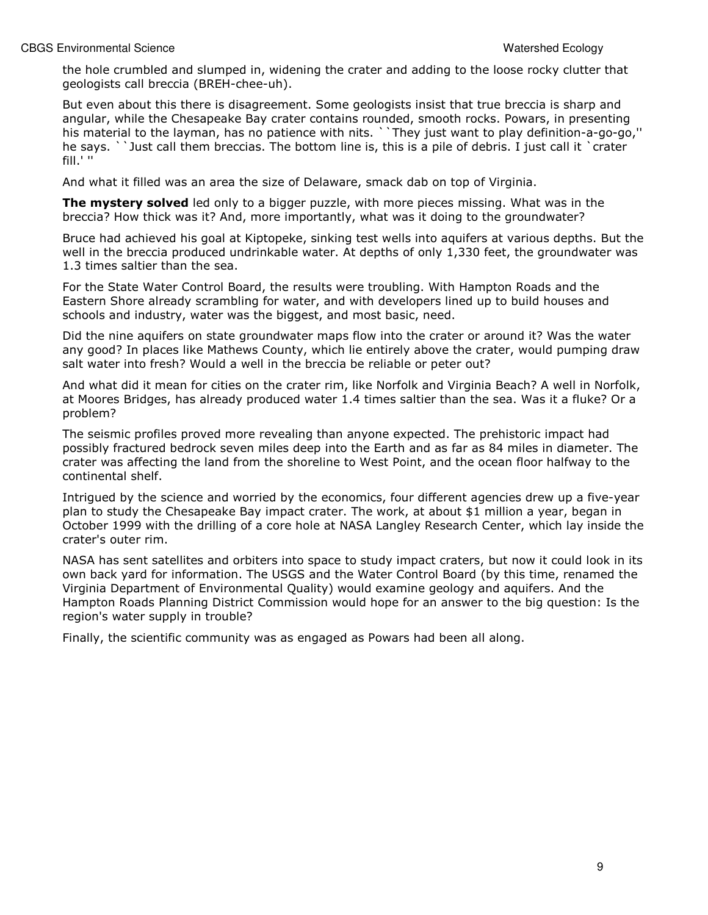the hole crumbled and slumped in, widening the crater and adding to the loose rocky clutter that geologists call breccia (BREH-chee-uh).

But even about this there is disagreement. Some geologists insist that true breccia is sharp and angular, while the Chesapeake Bay crater contains rounded, smooth rocks. Powars, in presenting his material to the layman, has no patience with nits. ``They just want to play definition-a-go-go,'' he says. ``Just call them breccias. The bottom line is, this is a pile of debris. I just call it `crater fill.' ''

And what it filled was an area the size of Delaware, smack dab on top of Virginia.

**The mystery solved** led only to a bigger puzzle, with more pieces missing. What was in the breccia? How thick was it? And, more importantly, what was it doing to the groundwater?

Bruce had achieved his goal at Kiptopeke, sinking test wells into aquifers at various depths. But the well in the breccia produced undrinkable water. At depths of only 1,330 feet, the groundwater was 1.3 times saltier than the sea.

For the State Water Control Board, the results were troubling. With Hampton Roads and the Eastern Shore already scrambling for water, and with developers lined up to build houses and schools and industry, water was the biggest, and most basic, need.

Did the nine aquifers on state groundwater maps flow into the crater or around it? Was the water any good? In places like Mathews County, which lie entirely above the crater, would pumping draw salt water into fresh? Would a well in the breccia be reliable or peter out?

And what did it mean for cities on the crater rim, like Norfolk and Virginia Beach? A well in Norfolk, at Moores Bridges, has already produced water 1.4 times saltier than the sea. Was it a fluke? Or a problem?

The seismic profiles proved more revealing than anyone expected. The prehistoric impact had possibly fractured bedrock seven miles deep into the Earth and as far as 84 miles in diameter. The crater was affecting the land from the shoreline to West Point, and the ocean floor halfway to the continental shelf.

Intrigued by the science and worried by the economics, four different agencies drew up a five-year plan to study the Chesapeake Bay impact crater. The work, at about $1 million a year, began in October 1999 with the drilling of a core hole at NASA Langley Research Center, which lay inside the crater's outer rim.

NASA has sent satellites and orbiters into space to study impact craters, but now it could look in its own back yard for information. The USGS and the Water Control Board (by this time, renamed the Virginia Department of Environmental Quality) would examine geology and aquifers. And the Hampton Roads Planning District Commission would hope for an answer to the big question: Is the region's water supply in trouble?

Finally, the scientific community was as engaged as Powars had been all along.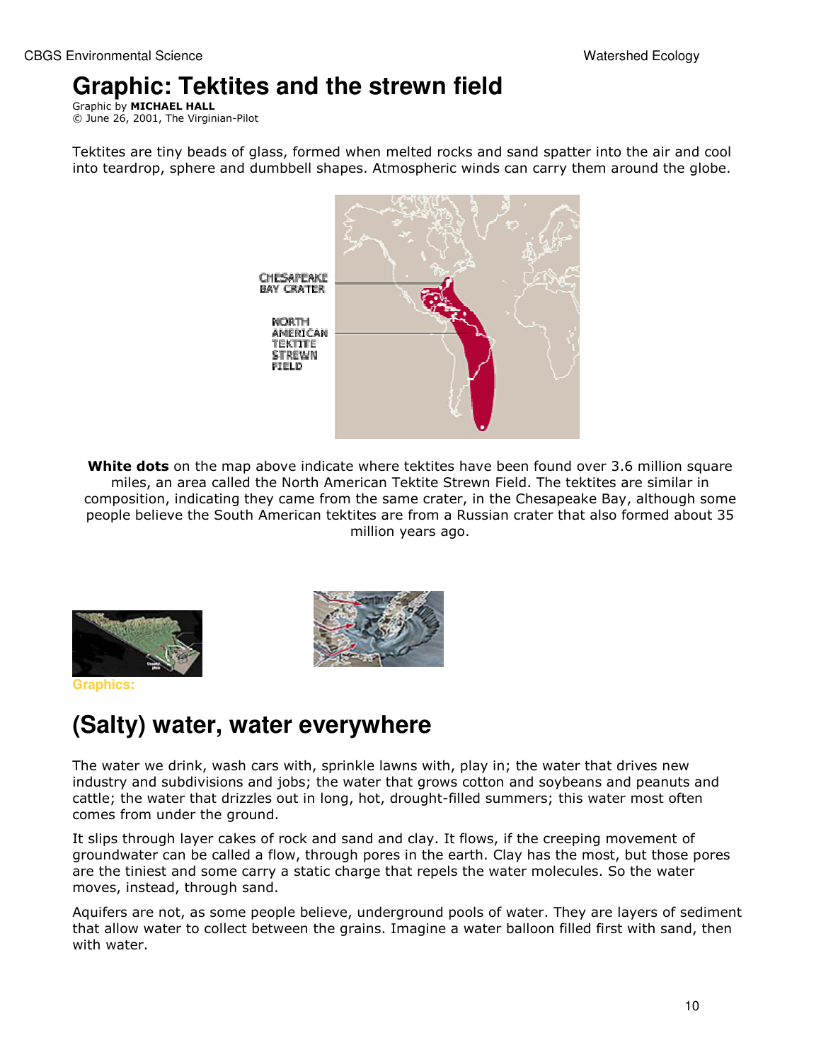# Graphic: Tektites and the strewn field

Graphic by **MICHAEL HALL**
© June 26, 2001, The Virginian-Pilot

Tektites are tiny beads of glass, formed when melted rocks and sand spatter into the air and cool into teardrop, sphere and dumbbell shapes. Atmospheric winds can carry them around the globe.

CHESAPEAKE BAY CRATER

NORTH AMERICAN TEKTITE STREWN FIELD

**White dots** on the map above indicate where tektites have been found over 3.6 million square miles, an area called the North American Tektite Strewn Field. The tektites are similar in composition, indicating they came from the same crater, in the Chesapeake Bay, although some people believe the South American tektites are from a Russian crater that also formed about 35 million years ago.

**Graphics:**

## (Salty) water, water everywhere

The water we drink, wash cars with, sprinkle lawns with, play in; the water that drives new industry and subdivisions and jobs; the water that grows cotton and soybeans and peanuts and cattle; the water that drizzles out in long, hot, drought-filled summers; this water most often comes from under the ground.

It slips through layer cakes of rock and sand and clay. It flows, if the creeping movement of groundwater can be called a flow, through pores in the earth. Clay has the most, but those pores are the tiniest and some carry a static charge that repels the water molecules. So the water moves, instead, through sand.

Aquifers are not, as some people believe, underground pools of water. They are layers of sediment that allow water to collect between the grains. Imagine a water balloon filled first with sand, then with water.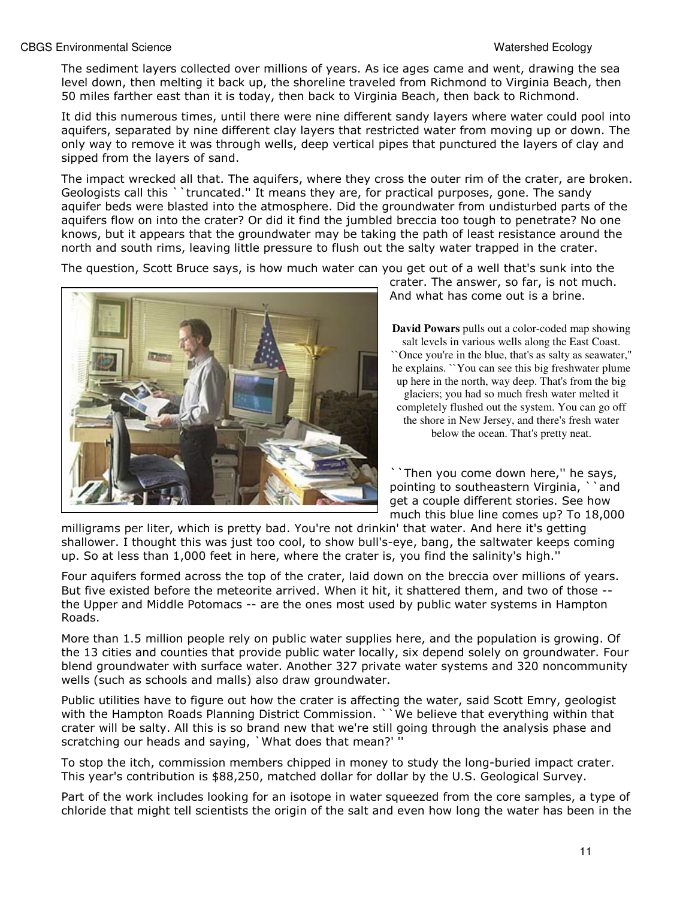The sediment layers collected over millions of years. As ice ages came and went, drawing the sea level down, then melting it back up, the shoreline traveled from Richmond to Virginia Beach, then 50 miles farther east than it is today, then back to Virginia Beach, then back to Richmond.

It did this numerous times, until there were nine different sandy layers where water could pool into aquifers, separated by nine different clay layers that restricted water from moving up or down. The only way to remove it was through wells, deep vertical pipes that punctured the layers of clay and sipped from the layers of sand.

The impact wrecked all that. The aquifers, where they cross the outer rim of the crater, are broken. Geologists call this ``truncated.'' It means they are, for practical purposes, gone. The sandy aquifer beds were blasted into the atmosphere. Did the groundwater from undisturbed parts of the aquifers flow on into the crater? Or did it find the jumbled breccia too tough to penetrate? No one knows, but it appears that the groundwater may be taking the path of least resistance around the north and south rims, leaving little pressure to flush out the salty water trapped in the crater.

The question, Scott Bruce says, is how much water can you get out of a well that's sunk into the crater. The answer, so far, is not much. And what has come out is a brine.

**David Powars** pulls out a color-coded map showing salt levels in various wells along the East Coast. ``Once you're in the blue, that's as salty as seawater,'' he explains. ``You can see this big freshwater plume up here in the north, way deep. That's from the big glaciers; you had so much fresh water melted it completely flushed out the system. You can go off the shore in New Jersey, and there's fresh water below the ocean. That's pretty neat.

``Then you come down here,'' he says, pointing to southeastern Virginia, ``and get a couple different stories. See how much this blue line comes up? To 18,000 milligrams per liter, which is pretty bad. You're not drinkin' that water. And here it's getting shallower. I thought this was just too cool, to show bull's-eye, bang, the saltwater keeps coming up. So at less than 1,000 feet in here, where the crater is, you find the salinity's high.''

Four aquifers formed across the top of the crater, laid down on the breccia over millions of years. But five existed before the meteorite arrived. When it hit, it shattered them, and two of those -- the Upper and Middle Potomacs -- are the ones most used by public water systems in Hampton Roads.

More than 1.5 million people rely on public water supplies here, and the population is growing. Of the 13 cities and counties that provide public water locally, six depend solely on groundwater. Four blend groundwater with surface water. Another 327 private water systems and 320 noncommunity wells (such as schools and malls) also draw groundwater.

Public utilities have to figure out how the crater is affecting the water, said Scott Emry, geologist with the Hampton Roads Planning District Commission. ``We believe that everything within that crater will be salty. All this is so brand new that we're still going through the analysis phase and scratching our heads and saying, `What does that mean?' ''

To stop the itch, commission members chipped in money to study the long-buried impact crater. This year's contribution is $88,250, matched dollar for dollar by the U.S. Geological Survey.

Part of the work includes looking for an isotope in water squeezed from the core samples, a type of chloride that might tell scientists the origin of the salt and even how long the water has been in the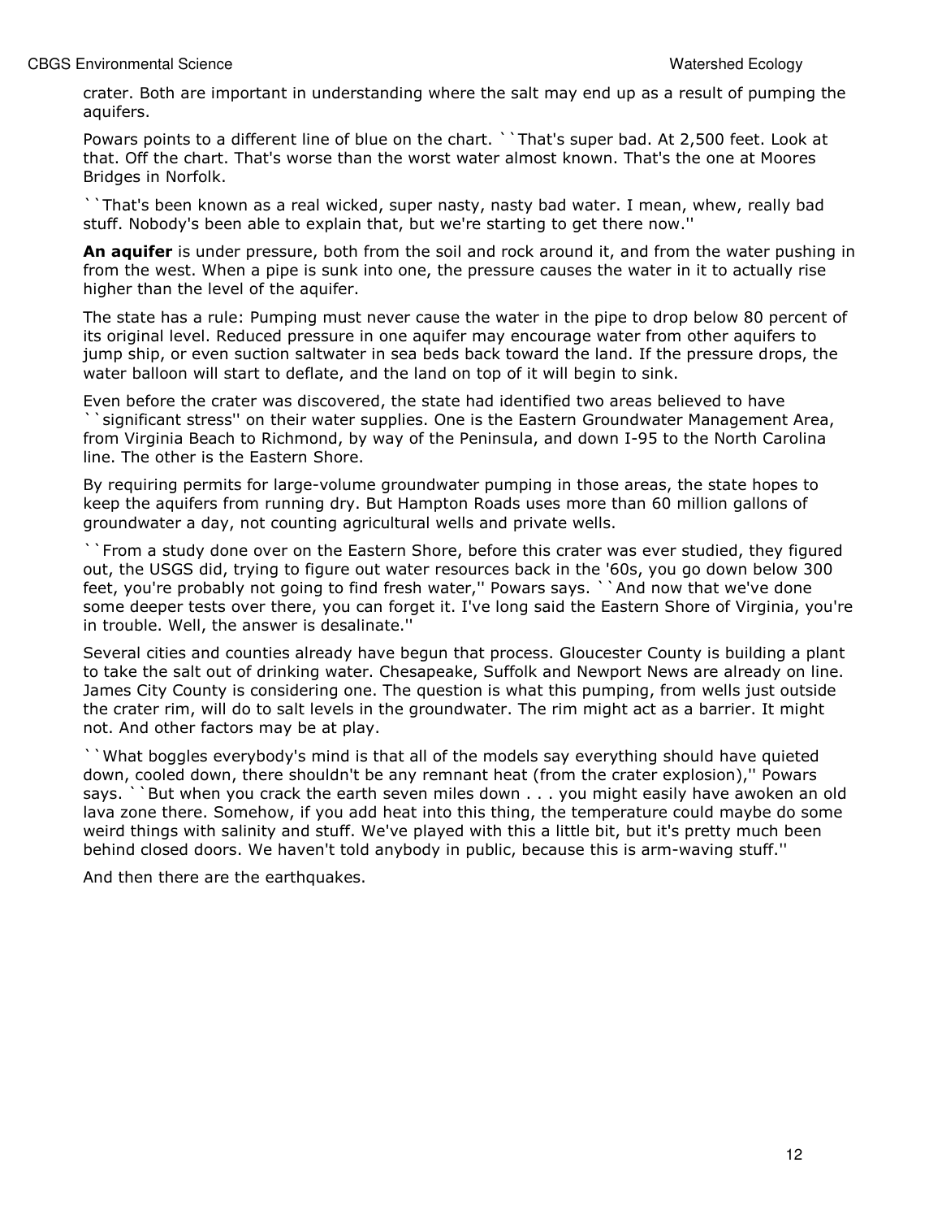crater. Both are important in understanding where the salt may end up as a result of pumping the aquifers.

Powars points to a different line of blue on the chart. ``That's super bad. At 2,500 feet. Look at that. Off the chart. That's worse than the worst water almost known. That's the one at Moores Bridges in Norfolk.

``That's been known as a real wicked, super nasty, nasty bad water. I mean, whew, really bad stuff. Nobody's been able to explain that, but we're starting to get there now.''

**An aquifer** is under pressure, both from the soil and rock around it, and from the water pushing in from the west. When a pipe is sunk into one, the pressure causes the water in it to actually rise higher than the level of the aquifer.

The state has a rule: Pumping must never cause the water in the pipe to drop below 80 percent of its original level. Reduced pressure in one aquifer may encourage water from other aquifers to jump ship, or even suction saltwater in sea beds back toward the land. If the pressure drops, the water balloon will start to deflate, and the land on top of it will begin to sink.

Even before the crater was discovered, the state had identified two areas believed to have ``significant stress'' on their water supplies. One is the Eastern Groundwater Management Area, from Virginia Beach to Richmond, by way of the Peninsula, and down I-95 to the North Carolina line. The other is the Eastern Shore.

By requiring permits for large-volume groundwater pumping in those areas, the state hopes to keep the aquifers from running dry. But Hampton Roads uses more than 60 million gallons of groundwater a day, not counting agricultural wells and private wells.

``From a study done over on the Eastern Shore, before this crater was ever studied, they figured out, the USGS did, trying to figure out water resources back in the '60s, you go down below 300 feet, you're probably not going to find fresh water,'' Powars says. ``And now that we've done some deeper tests over there, you can forget it. I've long said the Eastern Shore of Virginia, you're in trouble. Well, the answer is desalinate.''

Several cities and counties already have begun that process. Gloucester County is building a plant to take the salt out of drinking water. Chesapeake, Suffolk and Newport News are already on line. James City County is considering one. The question is what this pumping, from wells just outside the crater rim, will do to salt levels in the groundwater. The rim might act as a barrier. It might not. And other factors may be at play.

``What boggles everybody's mind is that all of the models say everything should have quieted down, cooled down, there shouldn't be any remnant heat (from the crater explosion),'' Powars says. ``But when you crack the earth seven miles down . . . you might easily have awoken an old lava zone there. Somehow, if you add heat into this thing, the temperature could maybe do some weird things with salinity and stuff. We've played with this a little bit, but it's pretty much been behind closed doors. We haven't told anybody in public, because this is arm-waving stuff.''

And then there are the earthquakes.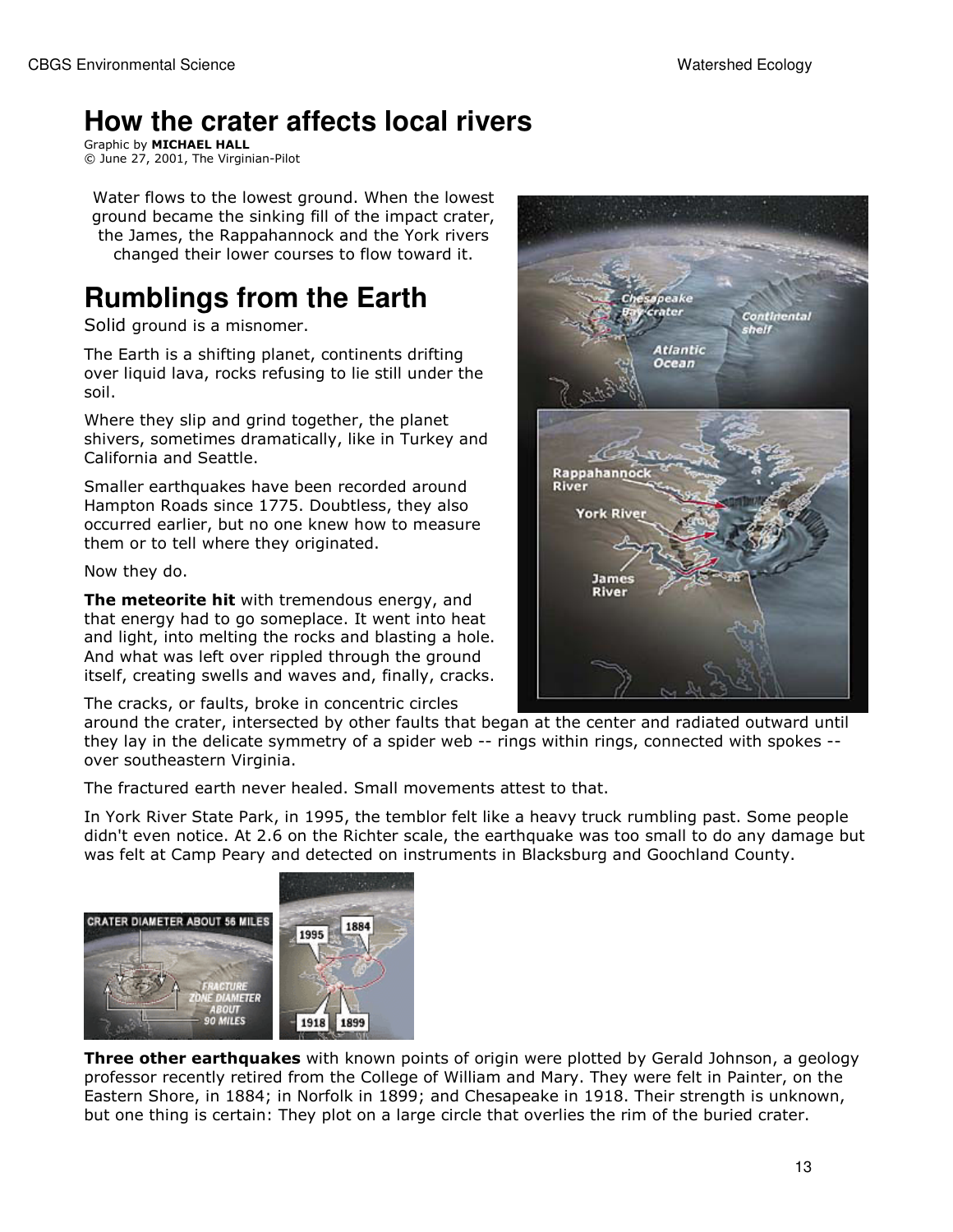# How the crater affects local rivers

Graphic by **MICHAEL HALL**
© June 27, 2001, The Virginian-Pilot

Water flows to the lowest ground. When the lowest ground became the sinking fill of the impact crater, the James, the Rappahannock and the York rivers changed their lower courses to flow toward it.

# Rumblings from the Earth

Solid ground is a misnomer.

The Earth is a shifting planet, continents drifting over liquid lava, rocks refusing to lie still under the soil.

Where they slip and grind together, the planet shivers, sometimes dramatically, like in Turkey and California and Seattle.

Smaller earthquakes have been recorded around Hampton Roads since 1775. Doubtless, they also occurred earlier, but no one knew how to measure them or to tell where they originated.

Now they do.

**The meteorite hit** with tremendous energy, and that energy had to go someplace. It went into heat and light, into melting the rocks and blasting a hole. And what was left over rippled through the ground itself, creating swells and waves and, finally, cracks.

The cracks, or faults, broke in concentric circles around the crater, intersected by other faults that began at the center and radiated outward until they lay in the delicate symmetry of a spider web -- rings within rings, connected with spokes -- over southeastern Virginia.

The fractured earth never healed. Small movements attest to that.

In York River State Park, in 1995, the temblor felt like a heavy truck rumbling past. Some people didn't even notice. At 2.6 on the Richter scale, the earthquake was too small to do any damage but was felt at Camp Peary and detected on instruments in Blacksburg and Goochland County.

**Three other earthquakes** with known points of origin were plotted by Gerald Johnson, a geology professor recently retired from the College of William and Mary. They were felt in Painter, on the Eastern Shore, in 1884; in Norfolk in 1899; and Chesapeake in 1918. Their strength is unknown, but one thing is certain: They plot on a large circle that overlies the rim of the buried crater.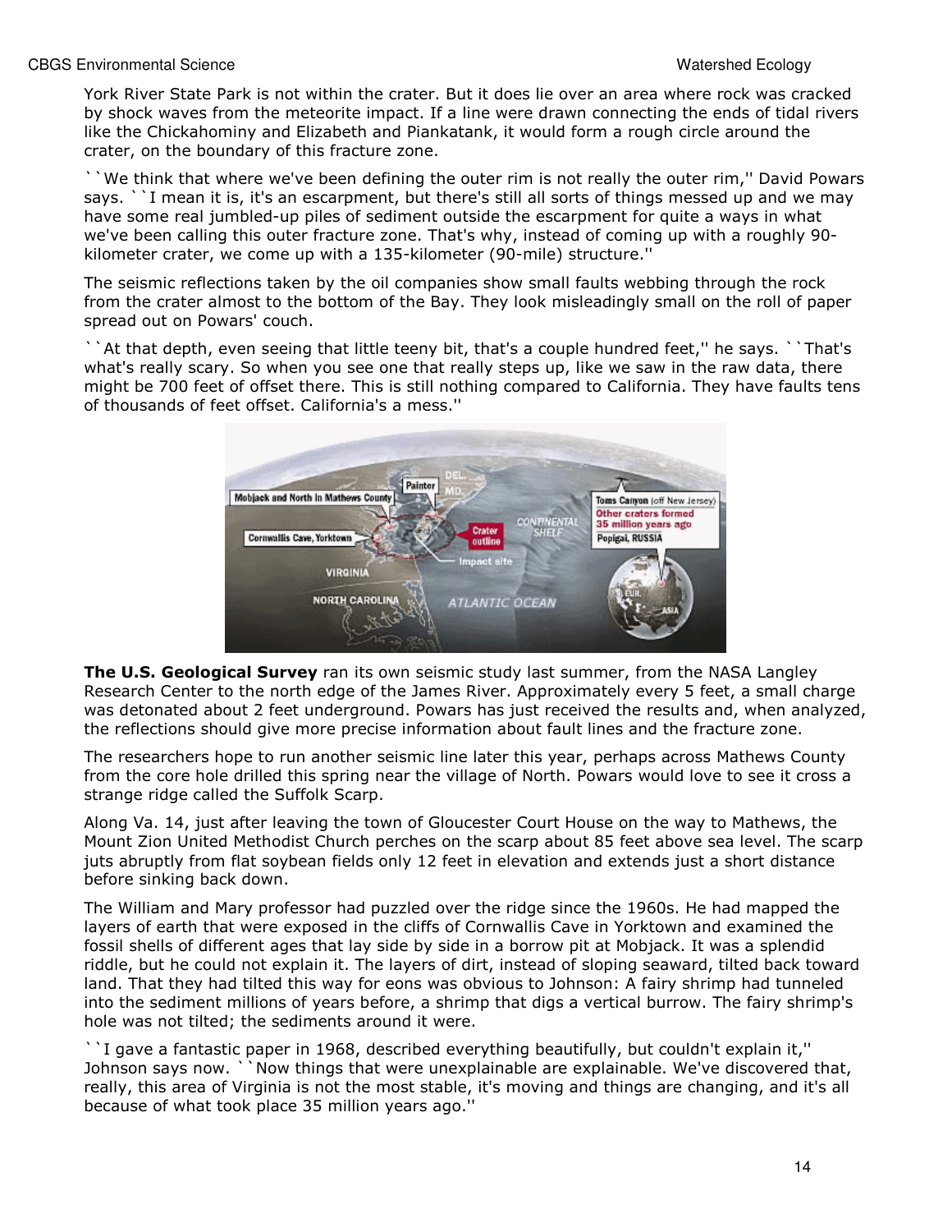York River State Park is not within the crater. But it does lie over an area where rock was cracked by shock waves from the meteorite impact. If a line were drawn connecting the ends of tidal rivers like the Chickahominy and Elizabeth and Piankatank, it would form a rough circle around the crater, on the boundary of this fracture zone.

``We think that where we've been defining the outer rim is not really the outer rim,'' David Powars says. ``I mean it is, it's an escarpment, but there's still all sorts of things messed up and we may have some real jumbled-up piles of sediment outside the escarpment for quite a ways in what we've been calling this outer fracture zone. That's why, instead of coming up with a roughly 90-kilometer crater, we come up with a 135-kilometer (90-mile) structure.''

The seismic reflections taken by the oil companies show small faults webbing through the rock from the crater almost to the bottom of the Bay. They look misleadingly small on the roll of paper spread out on Powars' couch.

``At that depth, even seeing that little teeny bit, that's a couple hundred feet,'' he says. ``That's what's really scary. So when you see one that really steps up, like we saw in the raw data, there might be 700 feet of offset there. This is still nothing compared to California. They have faults tens of thousands of feet offset. California's a mess.''

**The U.S. Geological Survey** ran its own seismic study last summer, from the NASA Langley Research Center to the north edge of the James River. Approximately every 5 feet, a small charge was detonated about 2 feet underground. Powars has just received the results and, when analyzed, the reflections should give more precise information about fault lines and the fracture zone.

The researchers hope to run another seismic line later this year, perhaps across Mathews County from the core hole drilled this spring near the village of North. Powars would love to see it cross a strange ridge called the Suffolk Scarp.

Along Va. 14, just after leaving the town of Gloucester Court House on the way to Mathews, the Mount Zion United Methodist Church perches on the scarp about 85 feet above sea level. The scarp juts abruptly from flat soybean fields only 12 feet in elevation and extends just a short distance before sinking back down.

The William and Mary professor had puzzled over the ridge since the 1960s. He had mapped the layers of earth that were exposed in the cliffs of Cornwallis Cave in Yorktown and examined the fossil shells of different ages that lay side by side in a borrow pit at Mobjack. It was a splendid riddle, but he could not explain it. The layers of dirt, instead of sloping seaward, tilted back toward land. That they had tilted this way for eons was obvious to Johnson: A fairy shrimp had tunneled into the sediment millions of years before, a shrimp that digs a vertical burrow. The fairy shrimp's hole was not tilted; the sediments around it were.

``I gave a fantastic paper in 1968, described everything beautifully, but couldn't explain it,'' Johnson says now. ``Now things that were unexplainable are explainable. We've discovered that, really, this area of Virginia is not the most stable, it's moving and things are changing, and it's all because of what took place 35 million years ago.''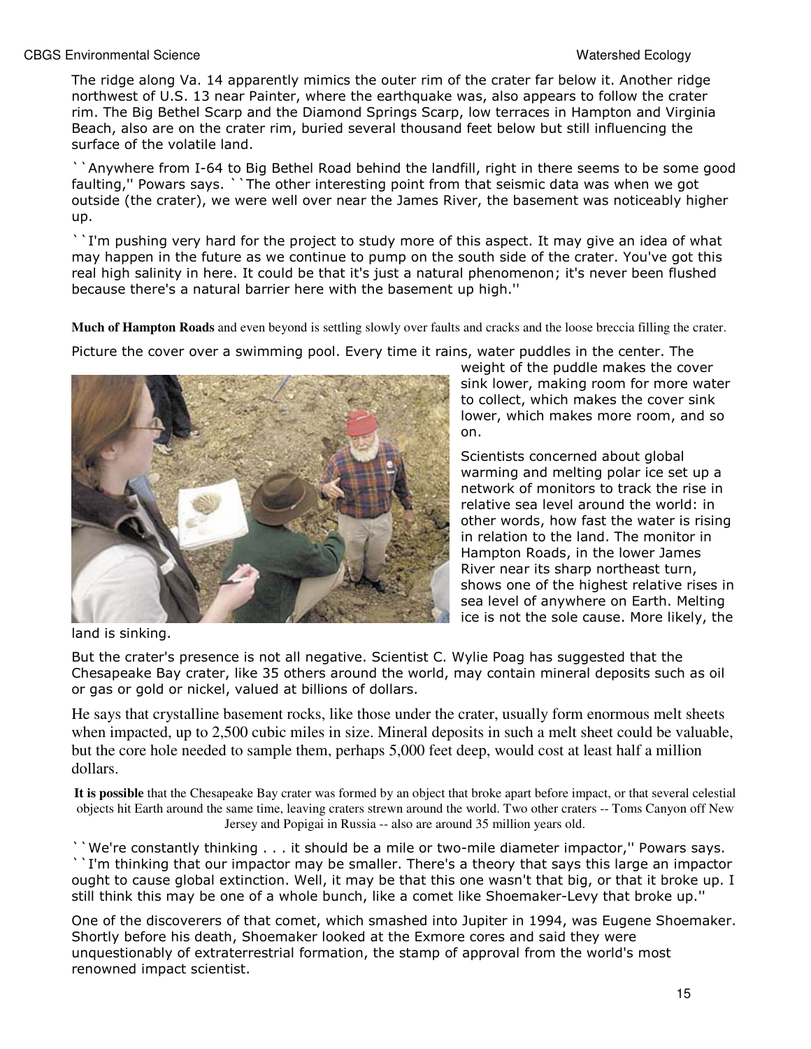The ridge along Va. 14 apparently mimics the outer rim of the crater far below it. Another ridge northwest of U.S. 13 near Painter, where the earthquake was, also appears to follow the crater rim. The Big Bethel Scarp and the Diamond Springs Scarp, low terraces in Hampton and Virginia Beach, also are on the crater rim, buried several thousand feet below but still influencing the surface of the volatile land.

``Anywhere from I-64 to Big Bethel Road behind the landfill, right in there seems to be some good faulting,'' Powars says. ``The other interesting point from that seismic data was when we got outside (the crater), we were well over near the James River, the basement was noticeably higher up.

``I'm pushing very hard for the project to study more of this aspect. It may give an idea of what may happen in the future as we continue to pump on the south side of the crater. You've got this real high salinity in here. It could be that it's just a natural phenomenon; it's never been flushed because there's a natural barrier here with the basement up high.''

**Much of Hampton Roads** and even beyond is settling slowly over faults and cracks and the loose breccia filling the crater.

Picture the cover over a swimming pool. Every time it rains, water puddles in the center. The weight of the puddle makes the cover sink lower, making room for more water to collect, which makes the cover sink lower, which makes more room, and so on.

Scientists concerned about global warming and melting polar ice set up a network of monitors to track the rise in relative sea level around the world: in other words, how fast the water is rising in relation to the land. The monitor in Hampton Roads, in the lower James River near its sharp northeast turn, shows one of the highest relative rises in sea level of anywhere on Earth. Melting ice is not the sole cause. More likely, the land is sinking.

But the crater's presence is not all negative. Scientist C. Wylie Poag has suggested that the Chesapeake Bay crater, like 35 others around the world, may contain mineral deposits such as oil or gas or gold or nickel, valued at billions of dollars.

He says that crystalline basement rocks, like those under the crater, usually form enormous melt sheets when impacted, up to 2,500 cubic miles in size. Mineral deposits in such a melt sheet could be valuable, but the core hole needed to sample them, perhaps 5,000 feet deep, would cost at least half a million dollars.

**It is possible** that the Chesapeake Bay crater was formed by an object that broke apart before impact, or that several celestial objects hit Earth around the same time, leaving craters strewn around the world. Two other craters -- Toms Canyon off New Jersey and Popigai in Russia -- also are around 35 million years old.

``We're constantly thinking . . . it should be a mile or two-mile diameter impactor,'' Powars says. ``I'm thinking that our impactor may be smaller. There's a theory that says this large an impactor ought to cause global extinction. Well, it may be that this one wasn't that big, or that it broke up. I still think this may be one of a whole bunch, like a comet like Shoemaker-Levy that broke up.''

One of the discoverers of that comet, which smashed into Jupiter in 1994, was Eugene Shoemaker. Shortly before his death, Shoemaker looked at the Exmore cores and said they were unquestionably of extraterrestrial formation, the stamp of approval from the world's most renowned impact scientist.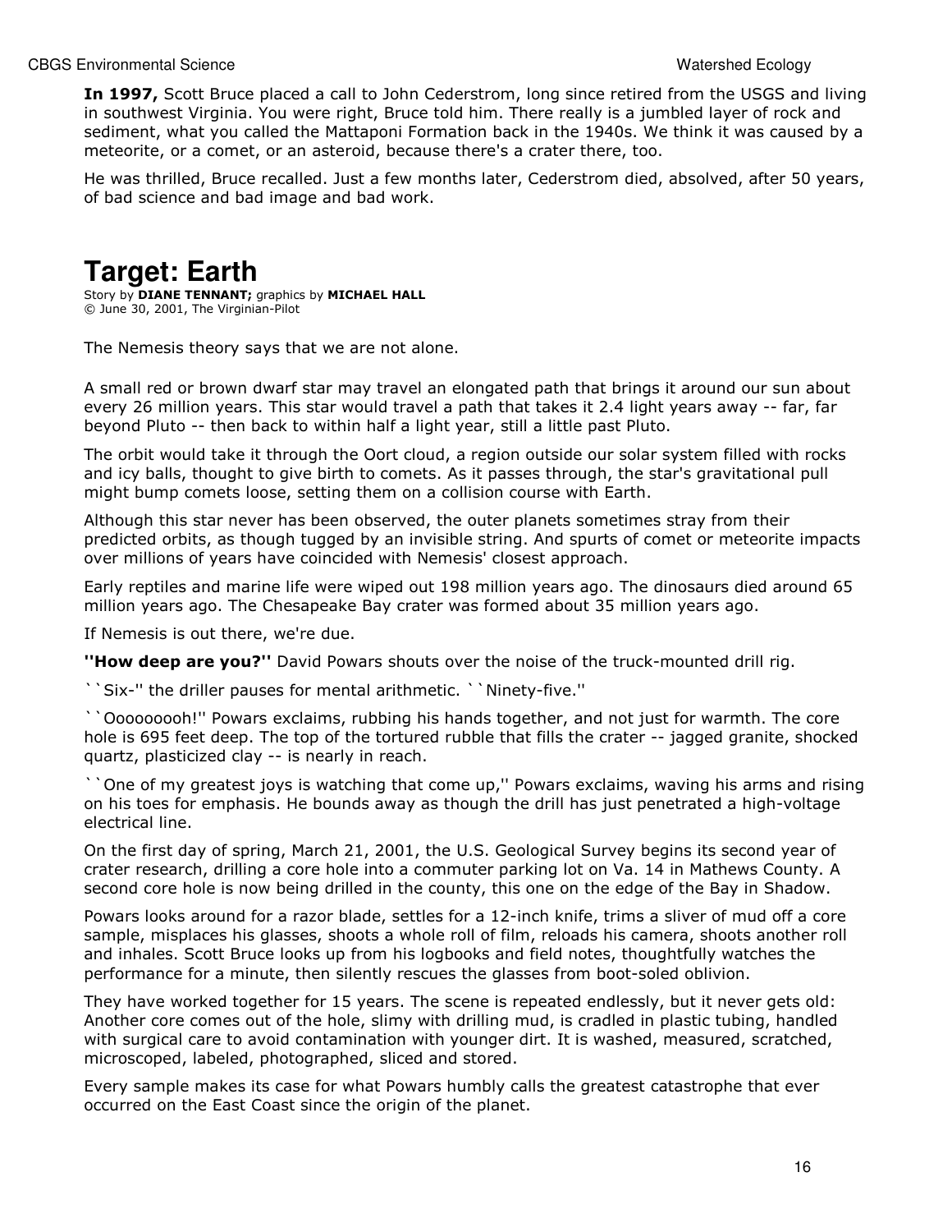**In 1997,** Scott Bruce placed a call to John Cederstrom, long since retired from the USGS and living in southwest Virginia. You were right, Bruce told him. There really is a jumbled layer of rock and sediment, what you called the Mattaponi Formation back in the 1940s. We think it was caused by a meteorite, or a comet, or an asteroid, because there's a crater there, too.

He was thrilled, Bruce recalled. Just a few months later, Cederstrom died, absolved, after 50 years, of bad science and bad image and bad work.

# Target: Earth

Story by **DIANE TENNANT;** graphics by **MICHAEL HALL**
© June 30, 2001, The Virginian-Pilot

The Nemesis theory says that we are not alone.

A small red or brown dwarf star may travel an elongated path that brings it around our sun about every 26 million years. This star would travel a path that takes it 2.4 light years away -- far, far beyond Pluto -- then back to within half a light year, still a little past Pluto.

The orbit would take it through the Oort cloud, a region outside our solar system filled with rocks and icy balls, thought to give birth to comets. As it passes through, the star's gravitational pull might bump comets loose, setting them on a collision course with Earth.

Although this star never has been observed, the outer planets sometimes stray from their predicted orbits, as though tugged by an invisible string. And spurts of comet or meteorite impacts over millions of years have coincided with Nemesis' closest approach.

Early reptiles and marine life were wiped out 198 million years ago. The dinosaurs died around 65 million years ago. The Chesapeake Bay crater was formed about 35 million years ago.

If Nemesis is out there, we're due.

**''How deep are you?''** David Powars shouts over the noise of the truck-mounted drill rig.

``Six-'' the driller pauses for mental arithmetic. ``Ninety-five.''

``Oooooooh!'' Powars exclaims, rubbing his hands together, and not just for warmth. The core hole is 695 feet deep. The top of the tortured rubble that fills the crater -- jagged granite, shocked quartz, plasticized clay -- is nearly in reach.

``One of my greatest joys is watching that come up,'' Powars exclaims, waving his arms and rising on his toes for emphasis. He bounds away as though the drill has just penetrated a high-voltage electrical line.

On the first day of spring, March 21, 2001, the U.S. Geological Survey begins its second year of crater research, drilling a core hole into a commuter parking lot on Va. 14 in Mathews County. A second core hole is now being drilled in the county, this one on the edge of the Bay in Shadow.

Powars looks around for a razor blade, settles for a 12-inch knife, trims a sliver of mud off a core sample, misplaces his glasses, shoots a whole roll of film, reloads his camera, shoots another roll and inhales. Scott Bruce looks up from his logbooks and field notes, thoughtfully watches the performance for a minute, then silently rescues the glasses from boot-soled oblivion.

They have worked together for 15 years. The scene is repeated endlessly, but it never gets old: Another core comes out of the hole, slimy with drilling mud, is cradled in plastic tubing, handled with surgical care to avoid contamination with younger dirt. It is washed, measured, scratched, microscoped, labeled, photographed, sliced and stored.

Every sample makes its case for what Powars humbly calls the greatest catastrophe that ever occurred on the East Coast since the origin of the planet.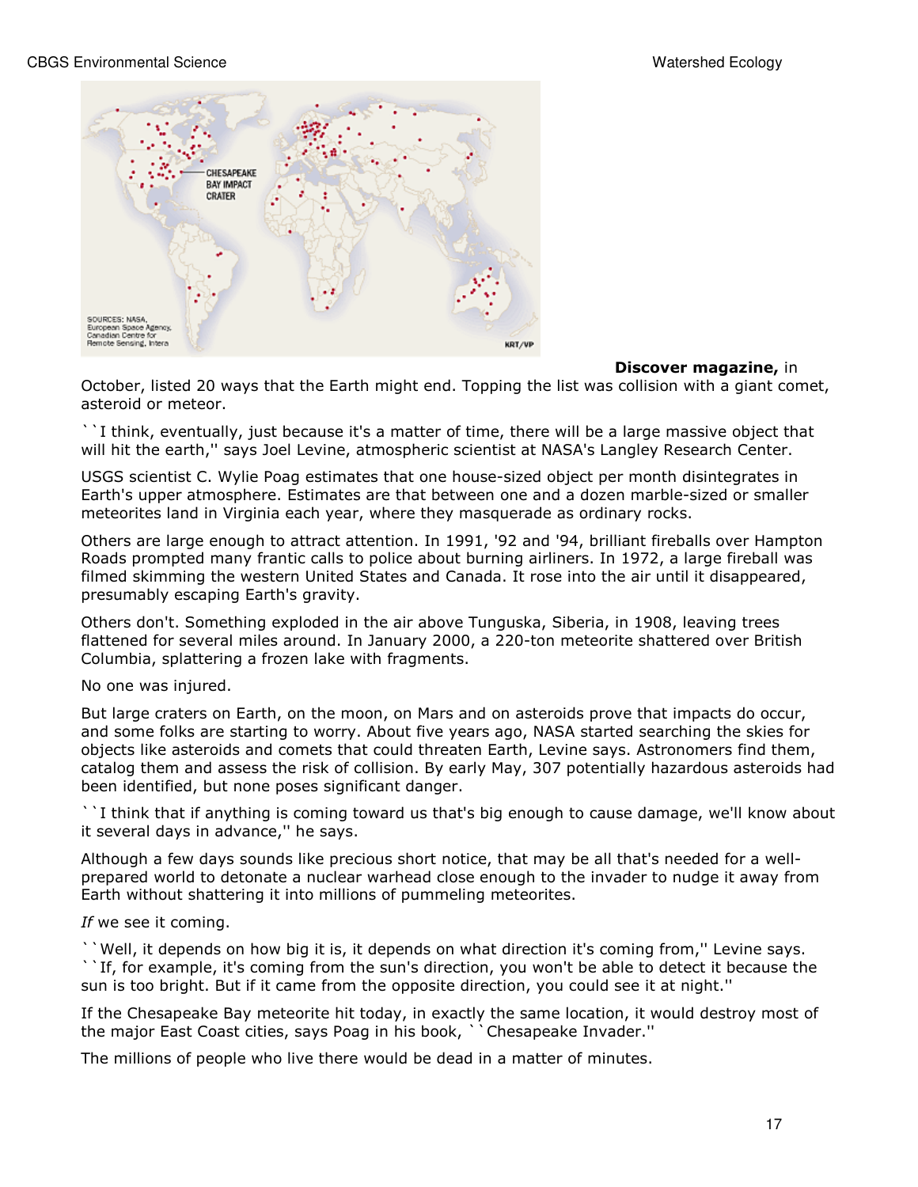**Discover magazine,** in October, listed 20 ways that the Earth might end. Topping the list was collision with a giant comet, asteroid or meteor.

``I think, eventually, just because it's a matter of time, there will be a large massive object that will hit the earth,'' says Joel Levine, atmospheric scientist at NASA's Langley Research Center.

USGS scientist C. Wylie Poag estimates that one house-sized object per month disintegrates in Earth's upper atmosphere. Estimates are that between one and a dozen marble-sized or smaller meteorites land in Virginia each year, where they masquerade as ordinary rocks.

Others are large enough to attract attention. In 1991, '92 and '94, brilliant fireballs over Hampton Roads prompted many frantic calls to police about burning airliners. In 1972, a large fireball was filmed skimming the western United States and Canada. It rose into the air until it disappeared, presumably escaping Earth's gravity.

Others don't. Something exploded in the air above Tunguska, Siberia, in 1908, leaving trees flattened for several miles around. In January 2000, a 220-ton meteorite shattered over British Columbia, splattering a frozen lake with fragments.

No one was injured.

But large craters on Earth, on the moon, on Mars and on asteroids prove that impacts do occur, and some folks are starting to worry. About five years ago, NASA started searching the skies for objects like asteroids and comets that could threaten Earth, Levine says. Astronomers find them, catalog them and assess the risk of collision. By early May, 307 potentially hazardous asteroids had been identified, but none poses significant danger.

``I think that if anything is coming toward us that's big enough to cause damage, we'll know about it several days in advance,'' he says.

Although a few days sounds like precious short notice, that may be all that's needed for a well-prepared world to detonate a nuclear warhead close enough to the invader to nudge it away from Earth without shattering it into millions of pummeling meteorites.

*If* we see it coming.

``Well, it depends on how big it is, it depends on what direction it's coming from,'' Levine says. ``If, for example, it's coming from the sun's direction, you won't be able to detect it because the sun is too bright. But if it came from the opposite direction, you could see it at night.''

If the Chesapeake Bay meteorite hit today, in exactly the same location, it would destroy most of the major East Coast cities, says Poag in his book, ``Chesapeake Invader.''

The millions of people who live there would be dead in a matter of minutes.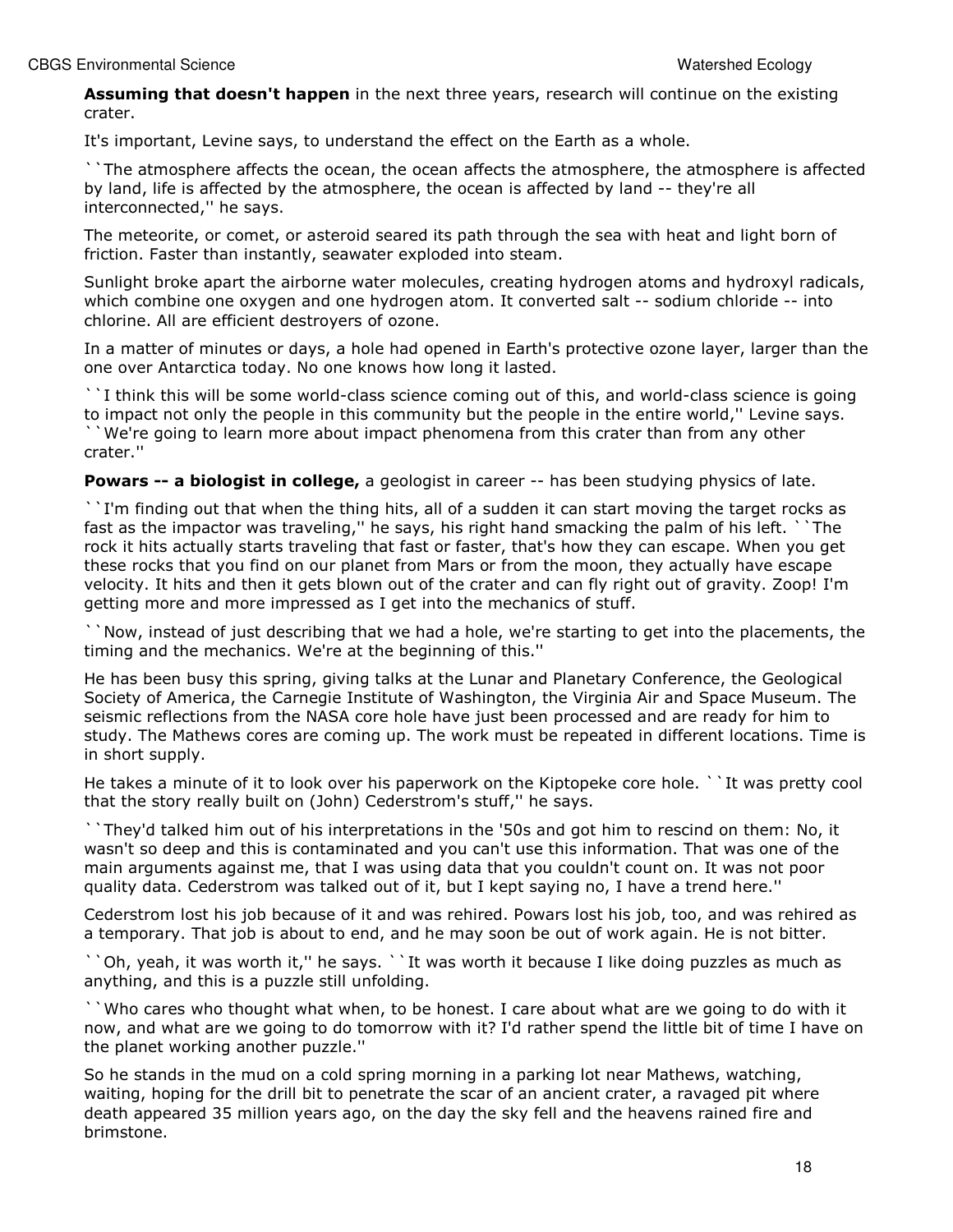**Assuming that doesn't happen** in the next three years, research will continue on the existing crater.

It's important, Levine says, to understand the effect on the Earth as a whole.

``The atmosphere affects the ocean, the ocean affects the atmosphere, the atmosphere is affected by land, life is affected by the atmosphere, the ocean is affected by land -- they're all interconnected,'' he says.

The meteorite, or comet, or asteroid seared its path through the sea with heat and light born of friction. Faster than instantly, seawater exploded into steam.

Sunlight broke apart the airborne water molecules, creating hydrogen atoms and hydroxyl radicals, which combine one oxygen and one hydrogen atom. It converted salt -- sodium chloride -- into chlorine. All are efficient destroyers of ozone.

In a matter of minutes or days, a hole had opened in Earth's protective ozone layer, larger than the one over Antarctica today. No one knows how long it lasted.

``I think this will be some world-class science coming out of this, and world-class science is going to impact not only the people in this community but the people in the entire world,'' Levine says. ``We're going to learn more about impact phenomena from this crater than from any other crater.''

**Powars -- a biologist in college,** a geologist in career -- has been studying physics of late.

``I'm finding out that when the thing hits, all of a sudden it can start moving the target rocks as fast as the impactor was traveling,'' he says, his right hand smacking the palm of his left. ``The rock it hits actually starts traveling that fast or faster, that's how they can escape. When you get these rocks that you find on our planet from Mars or from the moon, they actually have escape velocity. It hits and then it gets blown out of the crater and can fly right out of gravity. Zoop! I'm getting more and more impressed as I get into the mechanics of stuff.

``Now, instead of just describing that we had a hole, we're starting to get into the placements, the timing and the mechanics. We're at the beginning of this.''

He has been busy this spring, giving talks at the Lunar and Planetary Conference, the Geological Society of America, the Carnegie Institute of Washington, the Virginia Air and Space Museum. The seismic reflections from the NASA core hole have just been processed and are ready for him to study. The Mathews cores are coming up. The work must be repeated in different locations. Time is in short supply.

He takes a minute of it to look over his paperwork on the Kiptopeke core hole. ``It was pretty cool that the story really built on (John) Cederstrom's stuff,'' he says.

``They'd talked him out of his interpretations in the '50s and got him to rescind on them: No, it wasn't so deep and this is contaminated and you can't use this information. That was one of the main arguments against me, that I was using data that you couldn't count on. It was not poor quality data. Cederstrom was talked out of it, but I kept saying no, I have a trend here.''

Cederstrom lost his job because of it and was rehired. Powars lost his job, too, and was rehired as a temporary. That job is about to end, and he may soon be out of work again. He is not bitter.

``Oh, yeah, it was worth it,'' he says. ``It was worth it because I like doing puzzles as much as anything, and this is a puzzle still unfolding.

``Who cares who thought what when, to be honest. I care about what are we going to do with it now, and what are we going to do tomorrow with it? I'd rather spend the little bit of time I have on the planet working another puzzle.''

So he stands in the mud on a cold spring morning in a parking lot near Mathews, watching, waiting, hoping for the drill bit to penetrate the scar of an ancient crater, a ravaged pit where death appeared 35 million years ago, on the day the sky fell and the heavens rained fire and brimstone.